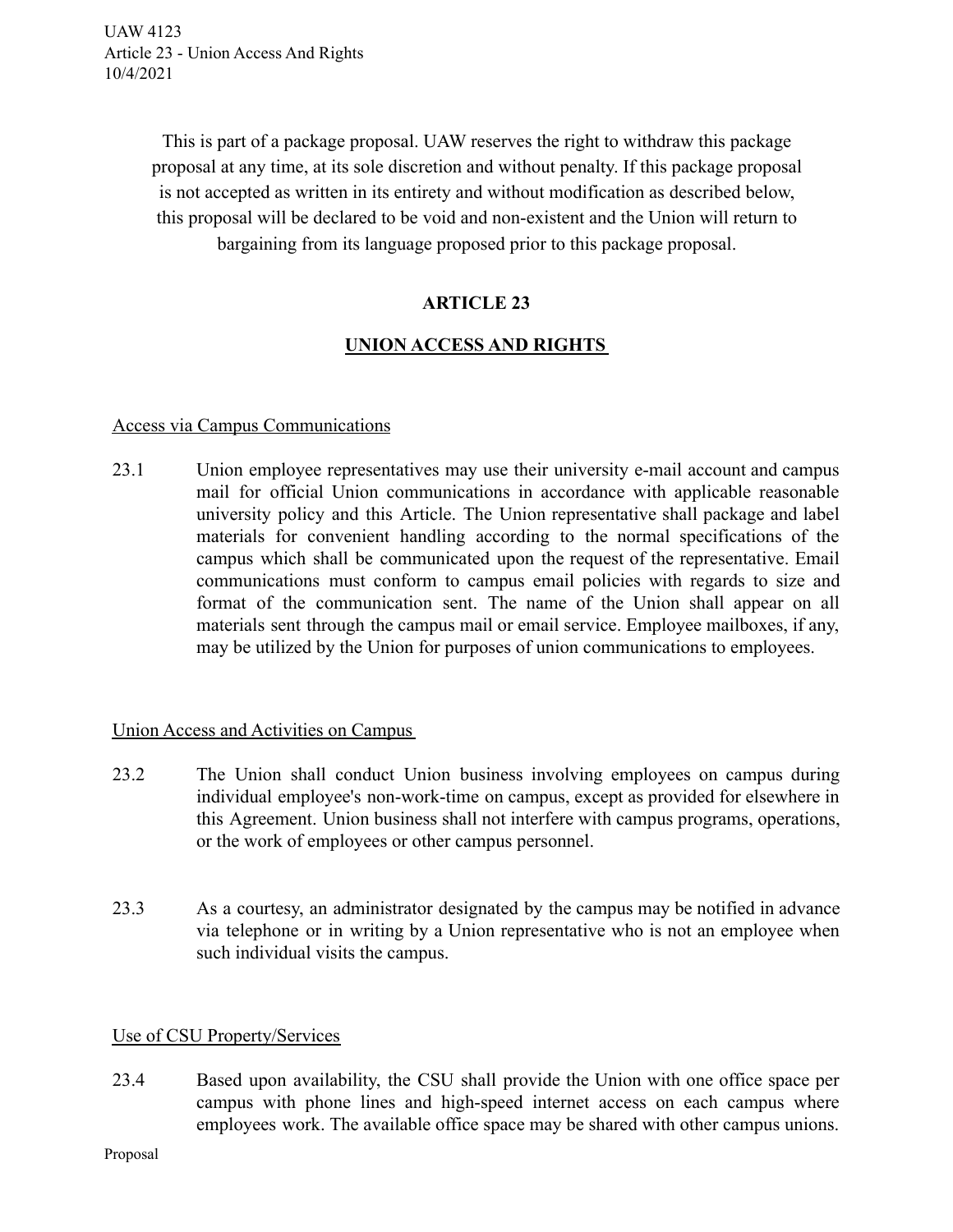UAW 4123
Article 23 - Union Access And Rights
10/4/2021

This is part of a package proposal. UAW reserves the right to withdraw this package proposal at any time, at its sole discretion and without penalty. If this package proposal is not accepted as written in its entirety and without modification as described below, this proposal will be declared to be void and non-existent and the Union will return to bargaining from its language proposed prior to this package proposal.

# ARTICLE 23

## UNION ACCESS AND RIGHTS

### Access via Campus Communications

23.1 Union employee representatives may use their university e-mail account and campus mail for official Union communications in accordance with applicable reasonable university policy and this Article. The Union representative shall package and label materials for convenient handling according to the normal specifications of the campus which shall be communicated upon the request of the representative. Email communications must conform to campus email policies with regards to size and format of the communication sent. The name of the Union shall appear on all materials sent through the campus mail or email service. Employee mailboxes, if any, may be utilized by the Union for purposes of union communications to employees.

### Union Access and Activities on Campus

23.2 The Union shall conduct Union business involving employees on campus during individual employee's non-work-time on campus, except as provided for elsewhere in this Agreement. Union business shall not interfere with campus programs, operations, or the work of employees or other campus personnel.

23.3 As a courtesy, an administrator designated by the campus may be notified in advance via telephone or in writing by a Union representative who is not an employee when such individual visits the campus.

### Use of CSU Property/Services

23.4 Based upon availability, the CSU shall provide the Union with one office space per campus with phone lines and high-speed internet access on each campus where employees work. The available office space may be shared with other campus unions.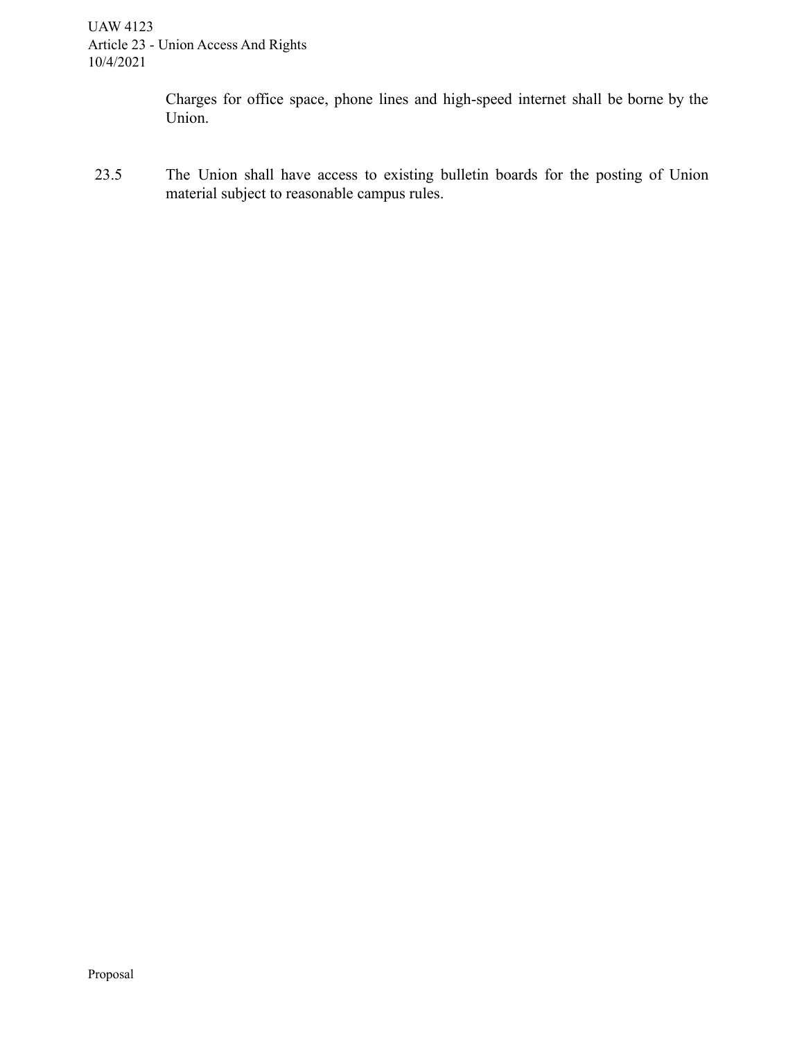Charges for office space, phone lines and high-speed internet shall be borne by the Union.

23.5 The Union shall have access to existing bulletin boards for the posting of Union material subject to reasonable campus rules.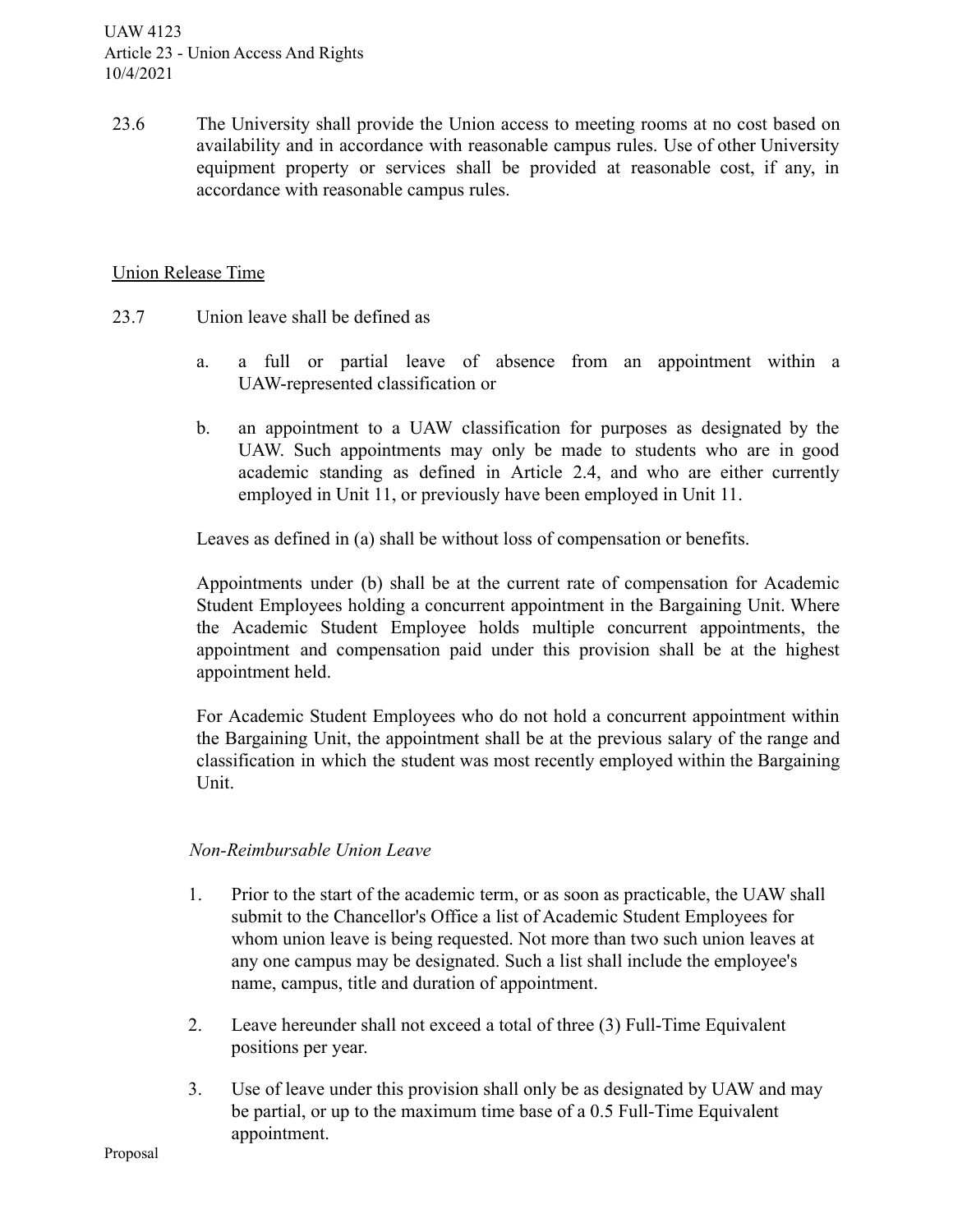23.6 The University shall provide the Union access to meeting rooms at no cost based on availability and in accordance with reasonable campus rules. Use of other University equipment property or services shall be provided at reasonable cost, if any, in accordance with reasonable campus rules.

<u>Union Release Time</u>

23.7 Union leave shall be defined as

a. a full or partial leave of absence from an appointment within a UAW-represented classification or

b. an appointment to a UAW classification for purposes as designated by the UAW. Such appointments may only be made to students who are in good academic standing as defined in Article 2.4, and who are either currently employed in Unit 11, or previously have been employed in Unit 11.

Leaves as defined in (a) shall be without loss of compensation or benefits.

Appointments under (b) shall be at the current rate of compensation for Academic Student Employees holding a concurrent appointment in the Bargaining Unit. Where the Academic Student Employee holds multiple concurrent appointments, the appointment and compensation paid under this provision shall be at the highest appointment held.

For Academic Student Employees who do not hold a concurrent appointment within the Bargaining Unit, the appointment shall be at the previous salary of the range and classification in which the student was most recently employed within the Bargaining Unit.

*Non-Reimbursable Union Leave*

1. Prior to the start of the academic term, or as soon as practicable, the UAW shall submit to the Chancellor's Office a list of Academic Student Employees for whom union leave is being requested. Not more than two such union leaves at any one campus may be designated. Such a list shall include the employee's name, campus, title and duration of appointment.

2. Leave hereunder shall not exceed a total of three (3) Full-Time Equivalent positions per year.

3. Use of leave under this provision shall only be as designated by UAW and may be partial, or up to the maximum time base of a 0.5 Full-Time Equivalent appointment.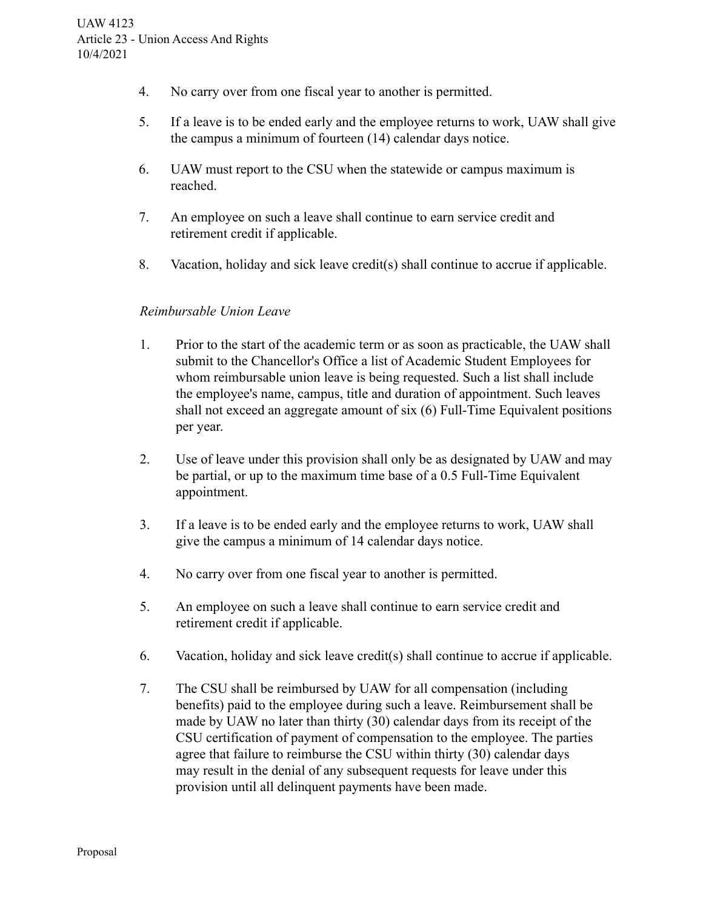4. No carry over from one fiscal year to another is permitted.

5. If a leave is to be ended early and the employee returns to work, UAW shall give the campus a minimum of fourteen (14) calendar days notice.

6. UAW must report to the CSU when the statewide or campus maximum is reached.

7. An employee on such a leave shall continue to earn service credit and retirement credit if applicable.

8. Vacation, holiday and sick leave credit(s) shall continue to accrue if applicable.

*Reimbursable Union Leave*

1. Prior to the start of the academic term or as soon as practicable, the UAW shall submit to the Chancellor's Office a list of Academic Student Employees for whom reimbursable union leave is being requested. Such a list shall include the employee's name, campus, title and duration of appointment. Such leaves shall not exceed an aggregate amount of six (6) Full-Time Equivalent positions per year.

2. Use of leave under this provision shall only be as designated by UAW and may be partial, or up to the maximum time base of a 0.5 Full-Time Equivalent appointment.

3. If a leave is to be ended early and the employee returns to work, UAW shall give the campus a minimum of 14 calendar days notice.

4. No carry over from one fiscal year to another is permitted.

5. An employee on such a leave shall continue to earn service credit and retirement credit if applicable.

6. Vacation, holiday and sick leave credit(s) shall continue to accrue if applicable.

7. The CSU shall be reimbursed by UAW for all compensation (including benefits) paid to the employee during such a leave. Reimbursement shall be made by UAW no later than thirty (30) calendar days from its receipt of the CSU certification of payment of compensation to the employee. The parties agree that failure to reimburse the CSU within thirty (30) calendar days may result in the denial of any subsequent requests for leave under this provision until all delinquent payments have been made.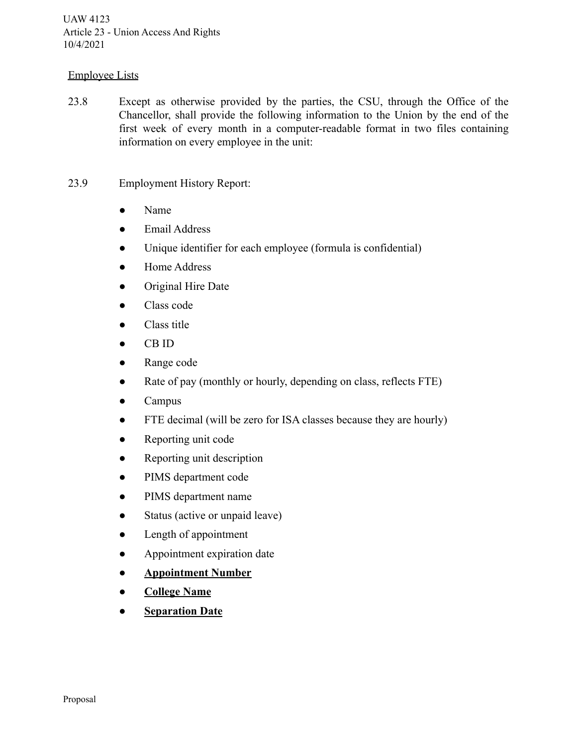<u>Employee Lists</u>

23.8 Except as otherwise provided by the parties, the CSU, through the Office of the Chancellor, shall provide the following information to the Union by the end of the first week of every month in a computer-readable format in two files containing information on every employee in the unit:

23.9 Employment History Report:

- Name
- Email Address
- Unique identifier for each employee (formula is confidential)
- Home Address
- Original Hire Date
- Class code
- Class title
- CB ID
- Range code
- Rate of pay (monthly or hourly, depending on class, reflects FTE)
- Campus
- FTE decimal (will be zero for ISA classes because they are hourly)
- Reporting unit code
- Reporting unit description
- PIMS department code
- PIMS department name
- Status (active or unpaid leave)
- Length of appointment
- Appointment expiration date
- **<u>Appointment Number</u>**
- **<u>College Name</u>**
- **<u>Separation Date</u>**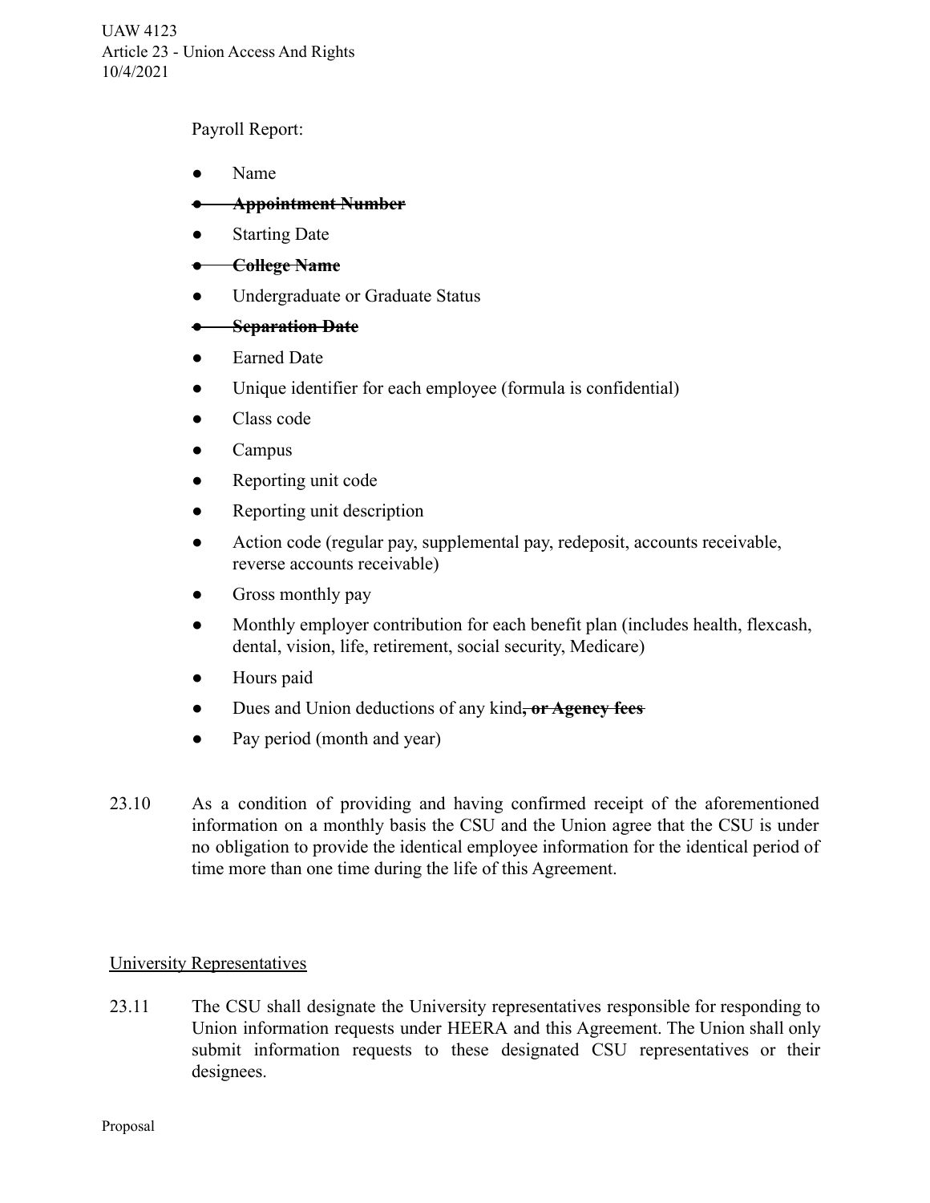Payroll Report:

- Name
- ~~**Appointment Number**~~
- Starting Date
- ~~**College Name**~~
- Undergraduate or Graduate Status
- ~~**Separation Date**~~
- Earned Date
- Unique identifier for each employee (formula is confidential)
- Class code
- Campus
- Reporting unit code
- Reporting unit description
- Action code (regular pay, supplemental pay, redeposit, accounts receivable, reverse accounts receivable)
- Gross monthly pay
- Monthly employer contribution for each benefit plan (includes health, flexcash, dental, vision, life, retirement, social security, Medicare)
- Hours paid
- Dues and Union deductions of any kind~~**, or Agency fees**~~
- Pay period (month and year)

23.10 As a condition of providing and having confirmed receipt of the aforementioned information on a monthly basis the CSU and the Union agree that the CSU is under no obligation to provide the identical employee information for the identical period of time more than one time during the life of this Agreement.

<u>University Representatives</u>

23.11 The CSU shall designate the University representatives responsible for responding to Union information requests under HEERA and this Agreement. The Union shall only submit information requests to these designated CSU representatives or their designees.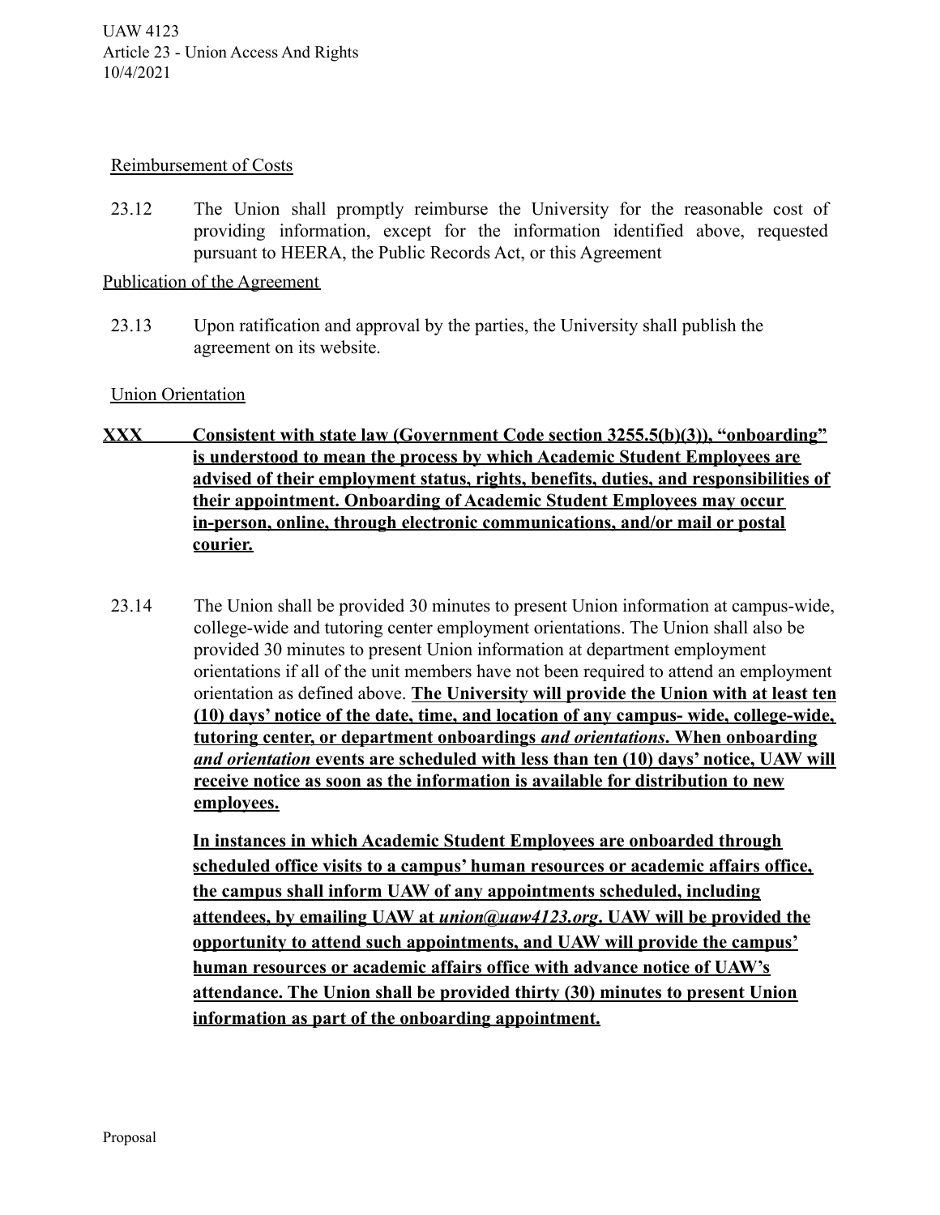Reimbursement of Costs

23.12 The Union shall promptly reimburse the University for the reasonable cost of providing information, except for the information identified above, requested pursuant to HEERA, the Public Records Act, or this Agreement

Publication of the Agreement

23.13 Upon ratification and approval by the parties, the University shall publish the agreement on its website.

Union Orientation

**XXX Consistent with state law (Government Code section 3255.5(b)(3)), "onboarding" is understood to mean the process by which Academic Student Employees are advised of their employment status, rights, benefits, duties, and responsibilities of their appointment. Onboarding of Academic Student Employees may occur in-person, online, through electronic communications, and/or mail or postal courier.**

23.14 The Union shall be provided 30 minutes to present Union information at campus-wide, college-wide and tutoring center employment orientations. The Union shall also be provided 30 minutes to present Union information at department employment orientations if all of the unit members have not been required to attend an employment orientation as defined above. **The University will provide the Union with at least ten (10) days' notice of the date, time, and location of any campus- wide, college-wide, tutoring center, or department onboardings *and orientations*. When onboarding *and orientation* events are scheduled with less than ten (10) days' notice, UAW will receive notice as soon as the information is available for distribution to new employees.**

**In instances in which Academic Student Employees are onboarded through scheduled office visits to a campus' human resources or academic affairs office, the campus shall inform UAW of any appointments scheduled, including attendees, by emailing UAW at *union@uaw4123.org*. UAW will be provided the opportunity to attend such appointments, and UAW will provide the campus' human resources or academic affairs office with advance notice of UAW's attendance. The Union shall be provided thirty (30) minutes to present Union information as part of the onboarding appointment.**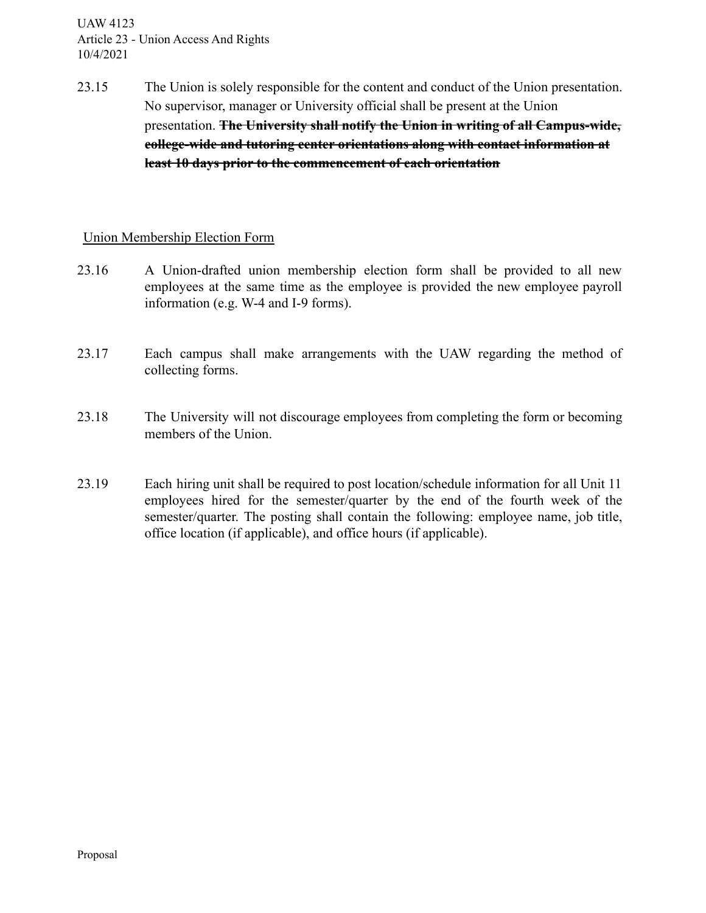23.15 The Union is solely responsible for the content and conduct of the Union presentation. No supervisor, manager or University official shall be present at the Union presentation. ~~**The University shall notify the Union in writing of all Campus-wide, college-wide and tutoring center orientations along with contact information at least 10 days prior to the commencement of each orientation**~~

<u>Union Membership Election Form</u>

23.16 A Union-drafted union membership election form shall be provided to all new employees at the same time as the employee is provided the new employee payroll information (e.g. W-4 and I-9 forms).

23.17 Each campus shall make arrangements with the UAW regarding the method of collecting forms.

23.18 The University will not discourage employees from completing the form or becoming members of the Union.

23.19 Each hiring unit shall be required to post location/schedule information for all Unit 11 employees hired for the semester/quarter by the end of the fourth week of the semester/quarter. The posting shall contain the following: employee name, job title, office location (if applicable), and office hours (if applicable).